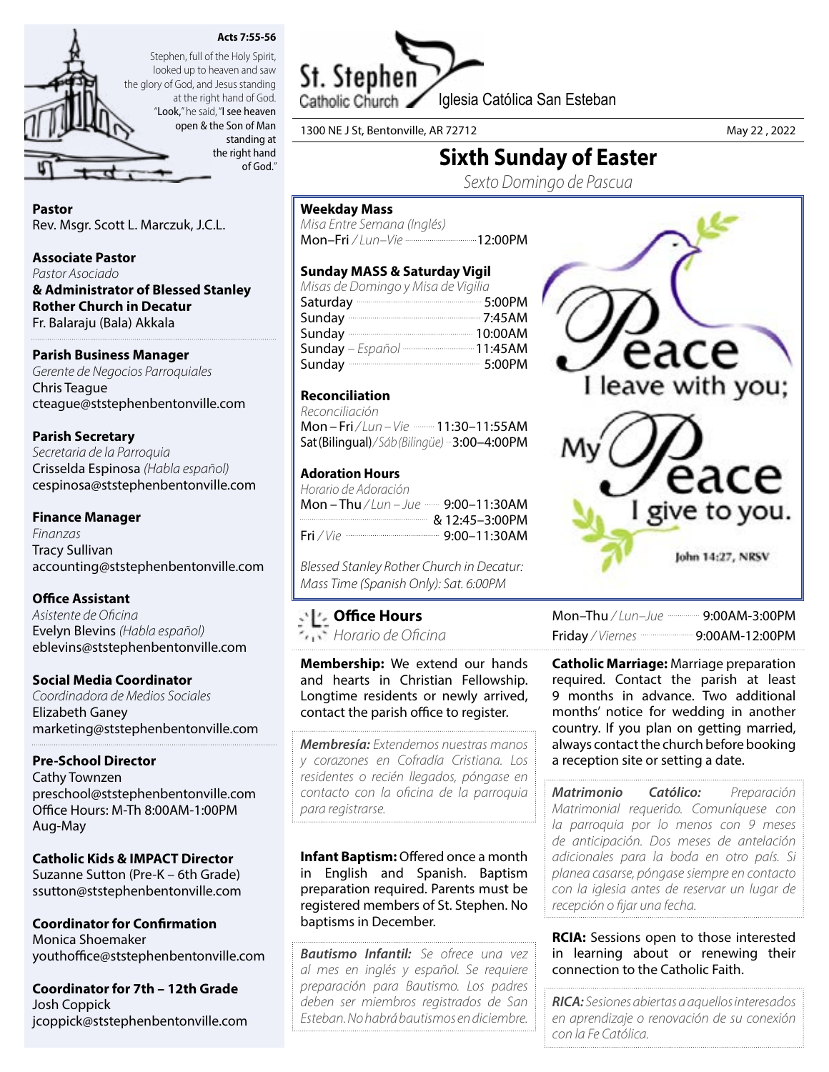**Acts 7:55-56**

Stephen, full of the Holy Spirit, looked up to heaven and saw the glory of God, and Jesus standing at the right hand of God. "Look," he said, "I see heaven open & the Son of Man standing at the right hand of God."

# St. Stephen Catholic Church

Iglesia Católica San Esteban

1300 NE J St, Bentonville, AR 72712

May 22 , 2022

## Sixth Sunday of Easter

*Sexto Domingo de Pascua*

**Pastor**
Rev. Msgr. Scott L. Marczuk, J.C.L.

**Associate Pastor**
*Pastor Asociado*
**& Administrator of Blessed Stanley Rother Church in Decatur**
Fr. Balaraju (Bala) Akkala

**Parish Business Manager**
*Gerente de Negocios Parroquiales*
Chris Teague
cteague@ststephenbentonville.com

**Parish Secretary**
*Secretaria de la Parroquia*
Crisselda Espinosa *(Habla español)*
cespinosa@ststephenbentonville.com

**Finance Manager**
*Finanzas*
Tracy Sullivan
accounting@ststephenbentonville.com

**Office Assistant**
*Asistente de Oficina*
Evelyn Blevins *(Habla español)*
eblevins@ststephenbentonville.com

**Social Media Coordinator**
*Coordinadora de Medios Sociales*
Elizabeth Ganey
marketing@ststephenbentonville.com

**Pre-School Director**
Cathy Townzen
preschool@ststephenbentonville.com
Office Hours: M-Th 8:00AM-1:00PM
Aug-May

**Catholic Kids & IMPACT Director**
Suzanne Sutton (Pre-K – 6th Grade)
ssutton@ststephenbentonville.com

**Coordinator for Confirmation**
Monica Shoemaker
youthoffice@ststephenbentonville.com

**Coordinator for 7th – 12th Grade**
Josh Coppick
jcoppick@ststephenbentonville.com

**Weekday Mass**
*Misa Entre Semana (Inglés)*
Mon–Fri / *Lun–Vie* ........ 12:00PM

**Sunday MASS & Saturday Vigil**
*Misas de Domingo y Misa de Vigilia*
Saturday ........ 5:00PM
Sunday ........ 7:45AM
Sunday ........ 10:00AM
Sunday – *Español* ........ 11:45AM
Sunday ........ 5:00PM

**Reconciliation**
*Reconciliación*
Mon – Fri / *Lun – Vie* ........ 11:30–11:55AM
Sat (Bilingual) / *Sáb (Bilingüe)* ........ 3:00–4:00PM

**Adoration Hours**
*Horario de Adoración*
Mon – Thu / *Lun – Jue* ........ 9:00–11:30AM
........ & 12:45–3:00PM
Fri / *Vie* ........ 9:00–11:30AM

*Blessed Stanley Rother Church in Decatur: Mass Time (Spanish Only): Sat. 6:00PM*

Peace I leave with you; My Peace I give to you.
John 14:27, NRSV

**Office Hours**
*Horario de Oficina*
Mon–Thu / *Lun–Jue* ........ 9:00AM-3:00PM
Friday / *Viernes* ........ 9:00AM-12:00PM

**Membership:** We extend our hands and hearts in Christian Fellowship. Longtime residents or newly arrived, contact the parish office to register.

***Membresía:*** *Extendemos nuestras manos y corazones en Cofradía Cristiana. Los residentes o recién llegados, póngase en contacto con la oficina de la parroquia para registrarse.*

**Infant Baptism:** Offered once a month in English and Spanish. Baptism preparation required. Parents must be registered members of St. Stephen. No baptisms in December.

***Bautismo Infantil:*** *Se ofrece una vez al mes en inglés y español. Se requiere preparación para Bautismo. Los padres deben ser miembros registrados de San Esteban. No habrá bautismos en diciembre.*

**Catholic Marriage:** Marriage preparation required. Contact the parish at least 9 months in advance. Two additional months' notice for wedding in another country. If you plan on getting married, always contact the church before booking a reception site or setting a date.

***Matrimonio Católico:*** *Preparación Matrimonial requerido. Comuníquese con la parroquia por lo menos con 9 meses de anticipación. Dos meses de antelación adicionales para la boda en otro país. Si planea casarse, póngase siempre en contacto con la iglesia antes de reservar un lugar de recepción o fijar una fecha.*

**RCIA:** Sessions open to those interested in learning about or renewing their connection to the Catholic Faith.

***RICA:*** *Sesiones abiertas a aquellos interesados en aprendizaje o renovación de su conexión con la Fe Católica.*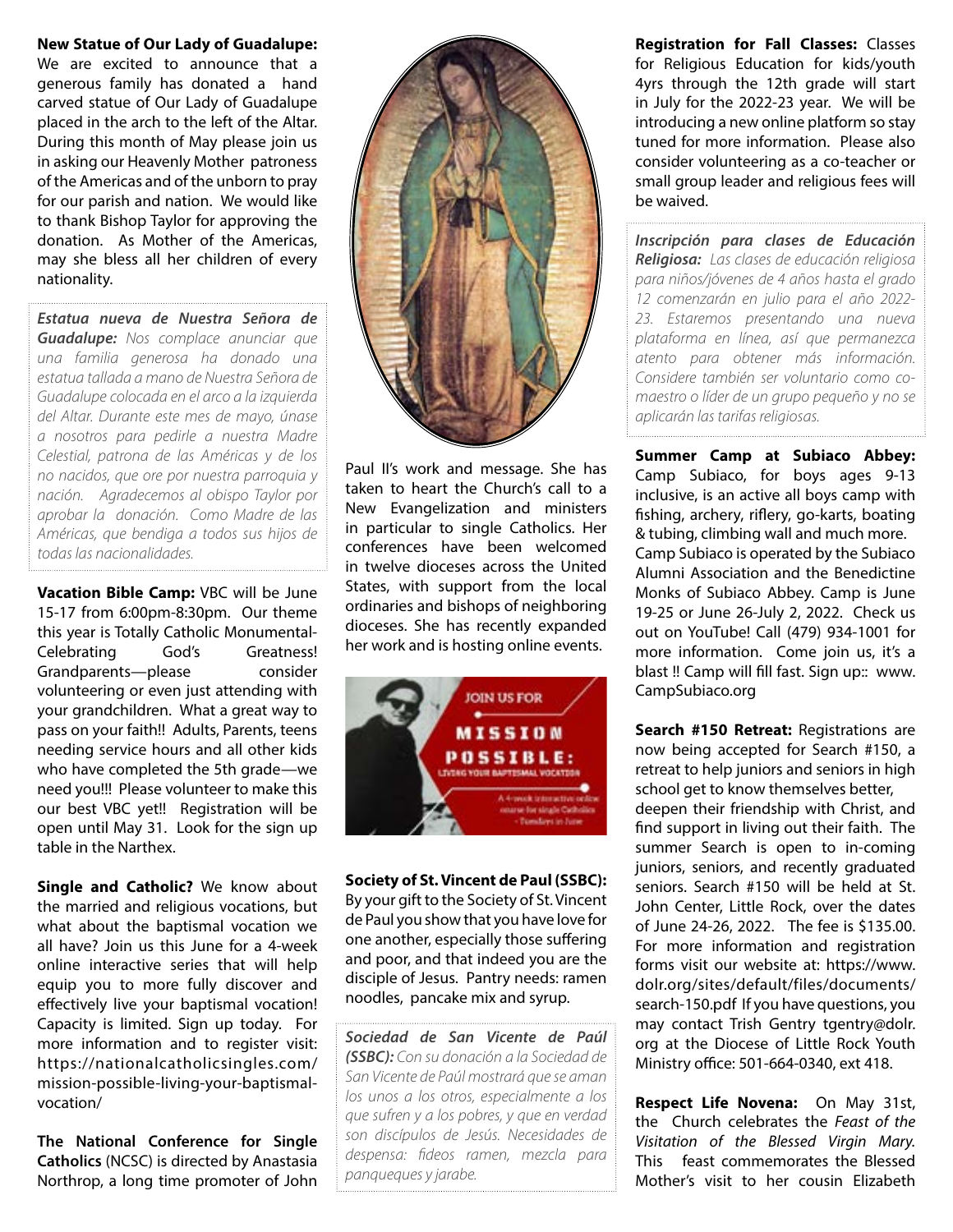**New Statue of Our Lady of Guadalupe:** We are excited to announce that a generous family has donated a hand carved statue of Our Lady of Guadalupe placed in the arch to the left of the Altar. During this month of May please join us in asking our Heavenly Mother patroness of the Americas and of the unborn to pray for our parish and nation. We would like to thank Bishop Taylor for approving the donation. As Mother of the Americas, may she bless all her children of every nationality.

***Estatua nueva de Nuestra Señora de Guadalupe:*** *Nos complace anunciar que una familia generosa ha donado una estatua tallada a mano de Nuestra Señora de Guadalupe colocada en el arco a la izquierda del Altar. Durante este mes de mayo, únase a nosotros para pedirle a nuestra Madre Celestial, patrona de las Américas y de los no nacidos, que ore por nuestra parroquia y nación. Agradecemos al obispo Taylor por aprobar la donación. Como Madre de las Américas, que bendiga a todos sus hijos de todas las nacionalidades.*

**Vacation Bible Camp:** VBC will be June 15-17 from 6:00pm-8:30pm. Our theme this year is Totally Catholic Monumental-Celebrating God's Greatness! Grandparents—please consider volunteering or even just attending with your grandchildren. What a great way to pass on your faith!! Adults, Parents, teens needing service hours and all other kids who have completed the 5th grade—we need you!!! Please volunteer to make this our best VBC yet!! Registration will be open until May 31. Look for the sign up table in the Narthex.

**Single and Catholic?** We know about the married and religious vocations, but what about the baptismal vocation we all have? Join us this June for a 4-week online interactive series that will help equip you to more fully discover and effectively live your baptismal vocation! Capacity is limited. Sign up today. For more information and to register visit: https://nationalcatholicsingles.com/mission-possible-living-your-baptismal-vocation/

**The National Conference for Single Catholics** (NCSC) is directed by Anastasia Northrop, a long time promoter of John Paul II's work and message. She has taken to heart the Church's call to a New Evangelization and ministers in particular to single Catholics. Her conferences have been welcomed in twelve dioceses across the United States, with support from the local ordinaries and bishops of neighboring dioceses. She has recently expanded her work and is hosting online events.

**Society of St. Vincent de Paul (SSBC):** By your gift to the Society of St. Vincent de Paul you show that you have love for one another, especially those suffering and poor, and that indeed you are the disciple of Jesus. Pantry needs: ramen noodles, pancake mix and syrup.

***Sociedad de San Vicente de Paúl (SSBC):*** *Con su donación a la Sociedad de San Vicente de Paúl mostrará que se aman los unos a los otros, especialmente a los que sufren y a los pobres, y que en verdad son discípulos de Jesús. Necesidades de despensa: fideos ramen, mezcla para panqueques y jarabe.*

**Registration for Fall Classes:** Classes for Religious Education for kids/youth 4yrs through the 12th grade will start in July for the 2022-23 year. We will be introducing a new online platform so stay tuned for more information. Please also consider volunteering as a co-teacher or small group leader and religious fees will be waived.

***Inscripción para clases de Educación Religiosa:*** *Las clases de educación religiosa para niños/jóvenes de 4 años hasta el grado 12 comenzarán en julio para el año 2022-23. Estaremos presentando una nueva plataforma en línea, así que permanezca atento para obtener más información. Considere también ser voluntario como co-maestro o líder de un grupo pequeño y no se aplicarán las tarifas religiosas.*

**Summer Camp at Subiaco Abbey:** Camp Subiaco, for boys ages 9-13 inclusive, is an active all boys camp with fishing, archery, riflery, go-karts, boating & tubing, climbing wall and much more. Camp Subiaco is operated by the Subiaco Alumni Association and the Benedictine Monks of Subiaco Abbey. Camp is June 19-25 or June 26-July 2, 2022. Check us out on YouTube! Call (479) 934-1001 for more information. Come join us, it's a blast !! Camp will fill fast. Sign up:: www.CampSubiaco.org

**Search #150 Retreat:** Registrations are now being accepted for Search #150, a retreat to help juniors and seniors in high school get to know themselves better, deepen their friendship with Christ, and find support in living out their faith. The summer Search is open to in-coming juniors, seniors, and recently graduated seniors. Search #150 will be held at St. John Center, Little Rock, over the dates of June 24-26, 2022. The fee is $135.00. For more information and registration forms visit our website at: https://www.dolr.org/sites/default/files/documents/search-150.pdf If you have questions, you may contact Trish Gentry tgentry@dolr.org at the Diocese of Little Rock Youth Ministry office: 501-664-0340, ext 418.

**Respect Life Novena:** On May 31st, the Church celebrates the *Feast of the Visitation of the Blessed Virgin Mary.* This feast commemorates the Blessed Mother's visit to her cousin Elizabeth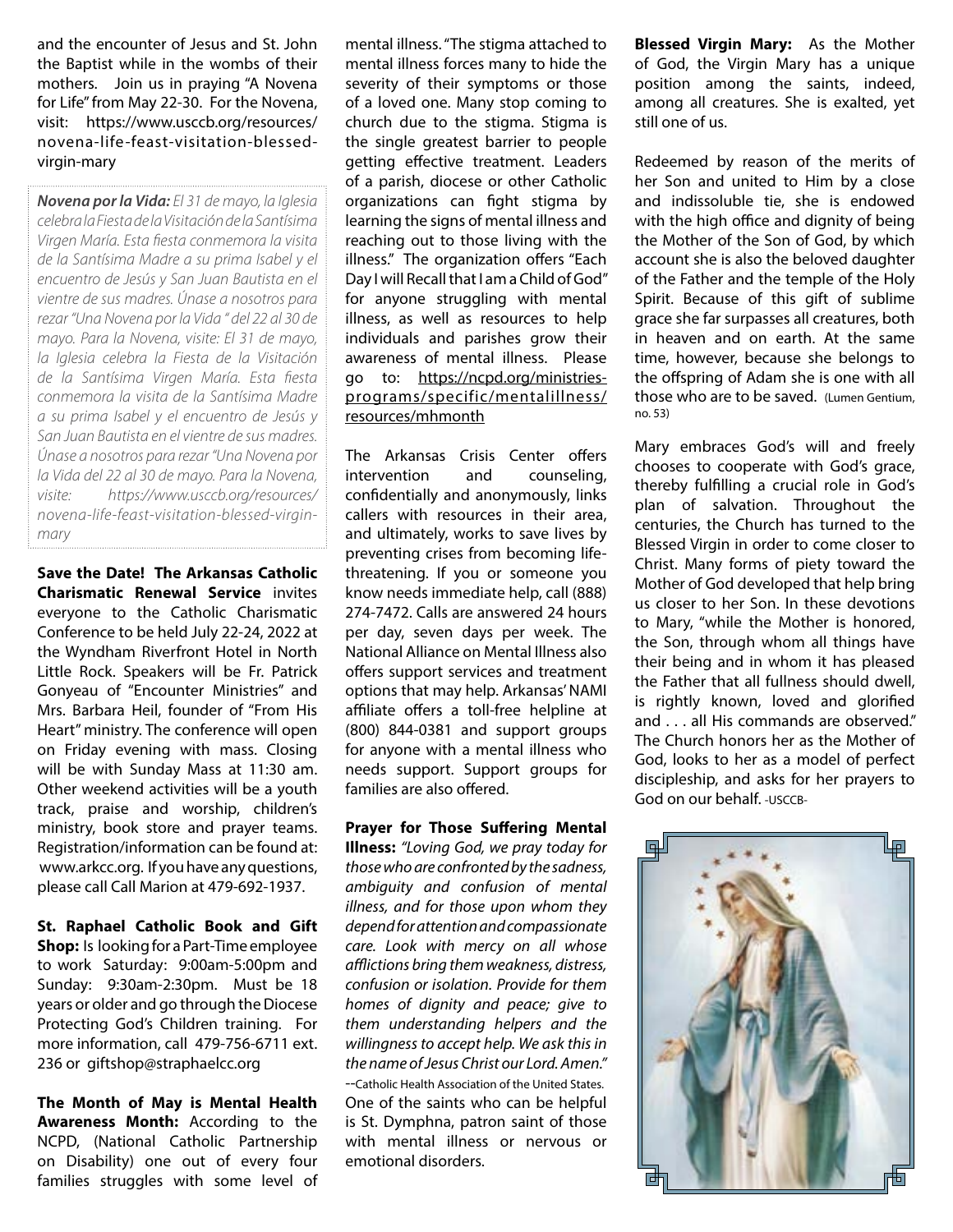and the encounter of Jesus and St. John the Baptist while in the wombs of their mothers. Join us in praying "A Novena for Life" from May 22-30. For the Novena, visit: https://www.usccb.org/resources/novena-life-feast-visitation-blessed-virgin-mary

***Novena por la Vida:*** *El 31 de mayo, la Iglesia celebra la Fiesta de la Visitación de la Santísima Virgen María. Esta fiesta conmemora la visita de la Santísima Madre a su prima Isabel y el encuentro de Jesús y San Juan Bautista en el vientre de sus madres. Únase a nosotros para rezar "Una Novena por la Vida " del 22 al 30 de mayo. Para la Novena, visite: El 31 de mayo, la Iglesia celebra la Fiesta de la Visitación de la Santísima Virgen María. Esta fiesta conmemora la visita de la Santísima Madre a su prima Isabel y el encuentro de Jesús y San Juan Bautista en el vientre de sus madres. Únase a nosotros para rezar "Una Novena por la Vida del 22 al 30 de mayo. Para la Novena, visite: https://www.usccb.org/resources/novena-life-feast-visitation-blessed-virgin-mary*

**Save the Date! The Arkansas Catholic Charismatic Renewal Service** invites everyone to the Catholic Charismatic Conference to be held July 22-24, 2022 at the Wyndham Riverfront Hotel in North Little Rock. Speakers will be Fr. Patrick Gonyeau of "Encounter Ministries" and Mrs. Barbara Heil, founder of "From His Heart" ministry. The conference will open on Friday evening with mass. Closing will be with Sunday Mass at 11:30 am. Other weekend activities will be a youth track, praise and worship, children's ministry, book store and prayer teams. Registration/information can be found at: www.arkcc.org. If you have any questions, please call Call Marion at 479-692-1937.

**St. Raphael Catholic Book and Gift Shop:** Is looking for a Part-Time employee to work Saturday: 9:00am-5:00pm and Sunday: 9:30am-2:30pm. Must be 18 years or older and go through the Diocese Protecting God's Children training. For more information, call 479-756-6711 ext. 236 or giftshop@straphaelcc.org

**The Month of May is Mental Health Awareness Month:** According to the NCPD, (National Catholic Partnership on Disability) one out of every four families struggles with some level of mental illness. "The stigma attached to mental illness forces many to hide the severity of their symptoms or those of a loved one. Many stop coming to church due to the stigma. Stigma is the single greatest barrier to people getting effective treatment. Leaders of a parish, diocese or other Catholic organizations can fight stigma by learning the signs of mental illness and reaching out to those living with the illness." The organization offers "Each Day I will Recall that I am a Child of God" for anyone struggling with mental illness, as well as resources to help individuals and parishes grow their awareness of mental illness. Please go to: https://ncpd.org/ministries-programs/specific/mentalillness/resources/mhmonth

The Arkansas Crisis Center offers intervention and counseling, confidentially and anonymously, links callers with resources in their area, and ultimately, works to save lives by preventing crises from becoming life-threatening. If you or someone you know needs immediate help, call (888) 274-7472. Calls are answered 24 hours per day, seven days per week. The National Alliance on Mental Illness also offers support services and treatment options that may help. Arkansas' NAMI affiliate offers a toll-free helpline at (800) 844-0381 and support groups for anyone with a mental illness who needs support. Support groups for families are also offered.

**Prayer for Those Suffering Mental Illness:** *"Loving God, we pray today for those who are confronted by the sadness, ambiguity and confusion of mental illness, and for those upon whom they depend for attention and compassionate care. Look with mercy on all whose afflictions bring them weakness, distress, confusion or isolation. Provide for them homes of dignity and peace; give to them understanding helpers and the willingness to accept help. We ask this in the name of Jesus Christ our Lord. Amen."* --Catholic Health Association of the United States. One of the saints who can be helpful is St. Dymphna, patron saint of those with mental illness or nervous or emotional disorders.

**Blessed Virgin Mary:** As the Mother of God, the Virgin Mary has a unique position among the saints, indeed, among all creatures. She is exalted, yet still one of us.

Redeemed by reason of the merits of her Son and united to Him by a close and indissoluble tie, she is endowed with the high office and dignity of being the Mother of the Son of God, by which account she is also the beloved daughter of the Father and the temple of the Holy Spirit. Because of this gift of sublime grace she far surpasses all creatures, both in heaven and on earth. At the same time, however, because she belongs to the offspring of Adam she is one with all those who are to be saved. (Lumen Gentium, no. 53)

Mary embraces God's will and freely chooses to cooperate with God's grace, thereby fulfilling a crucial role in God's plan of salvation. Throughout the centuries, the Church has turned to the Blessed Virgin in order to come closer to Christ. Many forms of piety toward the Mother of God developed that help bring us closer to her Son. In these devotions to Mary, "while the Mother is honored, the Son, through whom all things have their being and in whom it has pleased the Father that all fullness should dwell, is rightly known, loved and glorified and . . . all His commands are observed." The Church honors her as the Mother of God, looks to her as a model of perfect discipleship, and asks for her prayers to God on our behalf. -USCCB-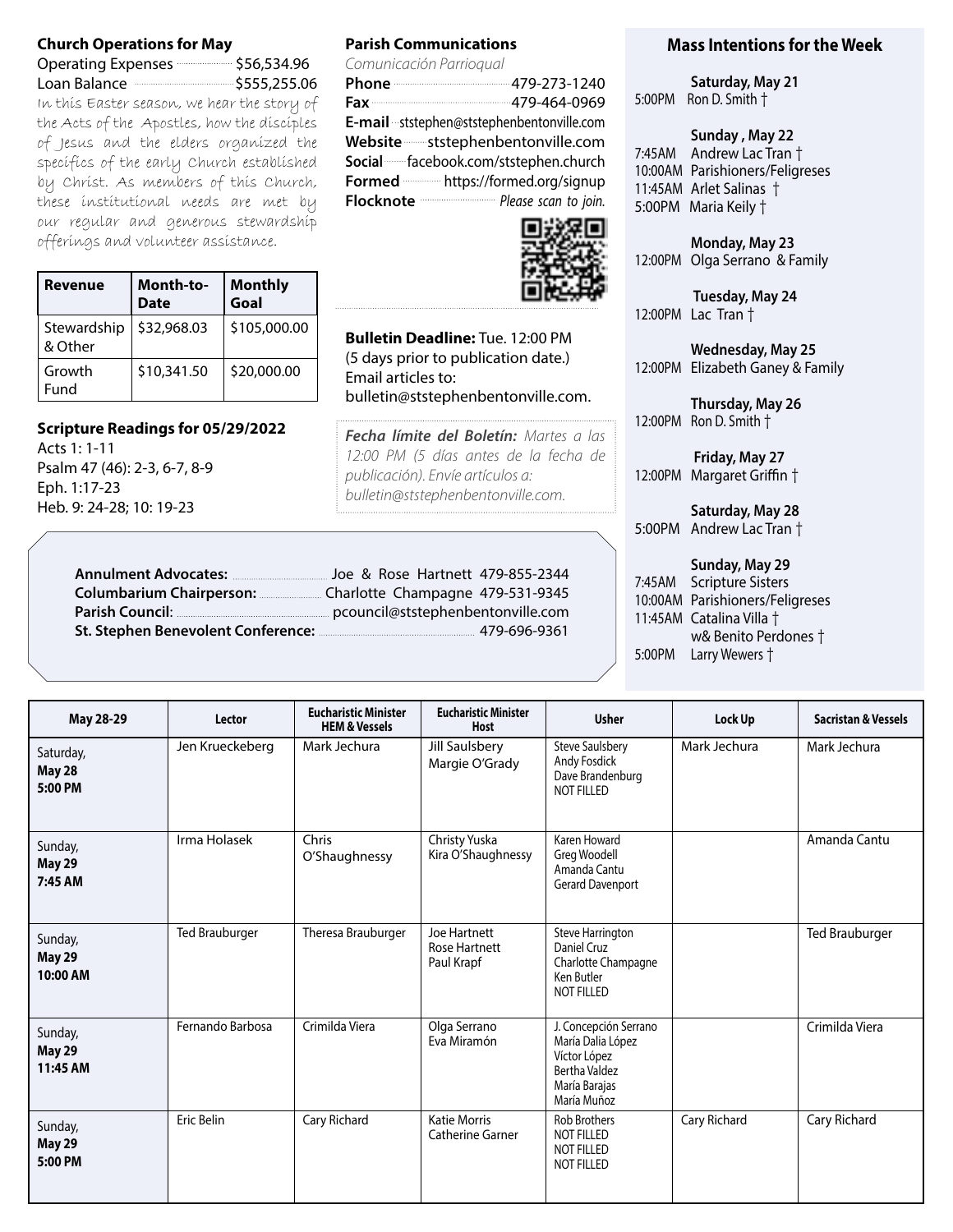## Church Operations for May

Operating Expenses ........ $56,534.96
Loan Balance ........ $555,255.06

In this Easter season, we hear the story of the Acts of the Apostles, how the disciples of Jesus and the elders organized the specifics of the early Church established by Christ. As members of this Church, these institutional needs are met by our regular and generous stewardship offerings and volunteer assistance.

| Revenue | Month-to-Date | Monthly Goal |
|---|---|---|
| Stewardship & Other | $32,968.03 | $105,000.00 |
| Growth Fund | $10,341.50 | $20,000.00 |

## Scripture Readings for 05/29/2022

Acts 1: 1-11
Psalm 47 (46): 2-3, 6-7, 8-9
Eph. 1:17-23
Heb. 9: 24-28; 10: 19-23

## Parish Communications

*Comunicación Parrioqual*

**Phone** ........ 479-273-1240
**Fax** ........ 479-464-0969
**E-mail** ........ ststephen@ststephenbentonville.com
**Website** ........ ststephenbentonville.com
**Social** ........ facebook.com/ststephen.church
**Formed** ........ https://formed.org/signup
**Flocknote** ........ *Please scan to join.*

**Bulletin Deadline:** Tue. 12:00 PM (5 days prior to publication date.) Email articles to: bulletin@ststephenbentonville.com.

***Fecha límite del Boletín:*** *Martes a las 12:00 PM (5 días antes de la fecha de publicación). Envíe artículos a: bulletin@ststephenbentonville.com.*

**Annulment Advocates:** ........ Joe & Rose Hartnett 479-855-2344
**Columbarium Chairperson:** ........ Charlotte Champagne 479-531-9345
**Parish Council**: ........ pcouncil@ststephenbentonville.com
**St. Stephen Benevolent Conference:** ........ 479-696-9361

## Mass Intentions for the Week

**Saturday, May 21**
5:00PM Ron D. Smith †

**Sunday , May 22**
7:45AM Andrew Lac Tran †
10:00AM Parishioners/Feligreses
11:45AM Arlet Salinas †
5:00PM Maria Keily †

**Monday, May 23**
12:00PM Olga Serrano & Family

**Tuesday, May 24**
12:00PM Lac Tran †

**Wednesday, May 25**
12:00PM Elizabeth Ganey & Family

**Thursday, May 26**
12:00PM Ron D. Smith †

**Friday, May 27**
12:00PM Margaret Griffin †

**Saturday, May 28**
5:00PM Andrew Lac Tran †

**Sunday, May 29**
7:45AM Scripture Sisters
10:00AM Parishioners/Feligreses
11:45AM Catalina Villa † w& Benito Perdones †
5:00PM Larry Wewers †

| May 28-29 | Lector | Eucharistic Minister HEM & Vessels | Eucharistic Minister Host | Usher | Lock Up | Sacristan & Vessels |
|---|---|---|---|---|---|---|
| Saturday, **May 28 5:00 PM** | Jen Krueckeberg | Mark Jechura | Jill Saulsbery<br>Margie O'Grady | Steve Saulsbery<br>Andy Fosdick<br>Dave Brandenburg<br>NOT FILLED | Mark Jechura | Mark Jechura |
| Sunday, **May 29 7:45 AM** | Irma Holasek | Chris O'Shaughnessy | Christy Yuska<br>Kira O'Shaughnessy | Karen Howard<br>Greg Woodell<br>Amanda Cantu<br>Gerard Davenport | | Amanda Cantu |
| Sunday, **May 29 10:00 AM** | Ted Brauburger | Theresa Brauburger | Joe Hartnett<br>Rose Hartnett<br>Paul Krapf | Steve Harrington<br>Daniel Cruz<br>Charlotte Champagne<br>Ken Butler<br>NOT FILLED | | Ted Brauburger |
| Sunday, **May 29 11:45 AM** | Fernando Barbosa | Crimilda Viera | Olga Serrano<br>Eva Miramón | J. Concepción Serrano<br>María Dalia López<br>Víctor López<br>Bertha Valdez<br>María Barajas<br>María Muñoz | | Crimilda Viera |
| Sunday, **May 29 5:00 PM** | Eric Belin | Cary Richard | Katie Morris<br>Catherine Garner | Rob Brothers<br>NOT FILLED<br>NOT FILLED<br>NOT FILLED | Cary Richard | Cary Richard |